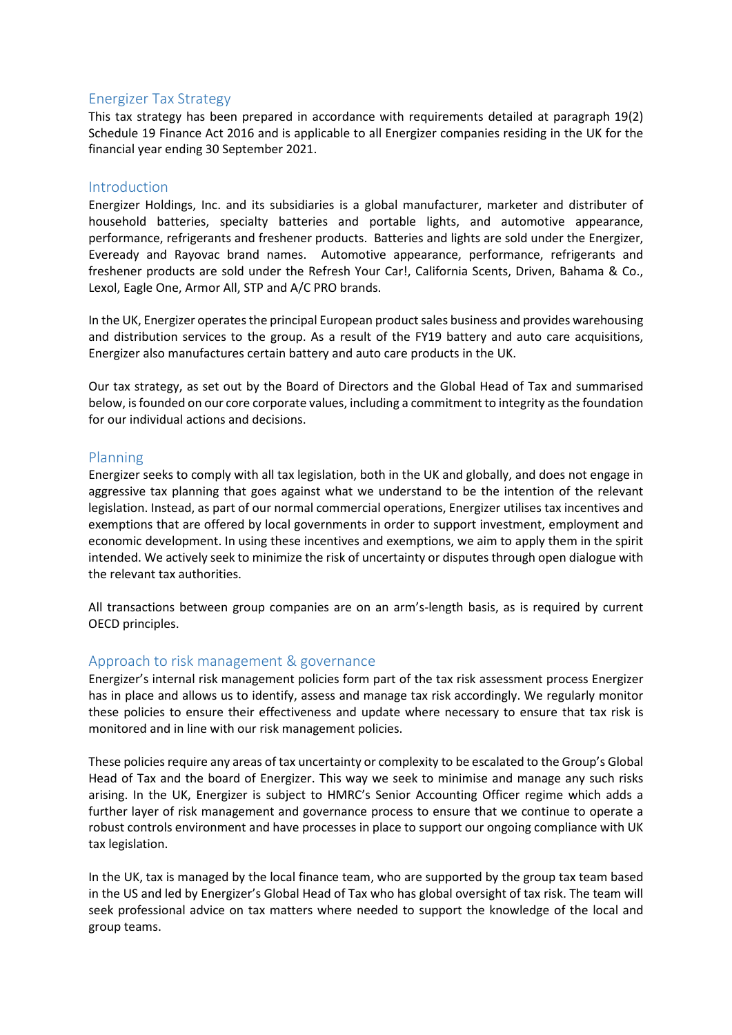# Energizer Tax Strategy

This tax strategy has been prepared in accordance with requirements detailed at paragraph 19(2) Schedule 19 Finance Act 2016 and is applicable to all Energizer companies residing in the UK for the financial year ending 30 September 2021.

## Introduction

Energizer Holdings, Inc. and its subsidiaries is a global manufacturer, marketer and distributer of household batteries, specialty batteries and portable lights, and automotive appearance, performance, refrigerants and freshener products. Batteries and lights are sold under the Energizer, Eveready and Rayovac brand names. Automotive appearance, performance, refrigerants and freshener products are sold under the Refresh Your Car!, California Scents, Driven, Bahama & Co., Lexol, Eagle One, Armor All, STP and A/C PRO brands.

In the UK, Energizer operates the principal European product sales business and provides warehousing and distribution services to the group. As a result of the FY19 battery and auto care acquisitions, Energizer also manufactures certain battery and auto care products in the UK.

Our tax strategy, as set out by the Board of Directors and the Global Head of Tax and summarised below, is founded on our core corporate values, including a commitment to integrity as the foundation for our individual actions and decisions.

## Planning

Energizer seeks to comply with all tax legislation, both in the UK and globally, and does not engage in aggressive tax planning that goes against what we understand to be the intention of the relevant legislation. Instead, as part of our normal commercial operations, Energizer utilises tax incentives and exemptions that are offered by local governments in order to support investment, employment and economic development. In using these incentives and exemptions, we aim to apply them in the spirit intended. We actively seek to minimize the risk of uncertainty or disputes through open dialogue with the relevant tax authorities.

All transactions between group companies are on an arm's-length basis, as is required by current OECD principles.

## Approach to risk management & governance

Energizer's internal risk management policies form part of the tax risk assessment process Energizer has in place and allows us to identify, assess and manage tax risk accordingly. We regularly monitor these policies to ensure their effectiveness and update where necessary to ensure that tax risk is monitored and in line with our risk management policies.

These policies require any areas of tax uncertainty or complexity to be escalated to the Group's Global Head of Tax and the board of Energizer. This way we seek to minimise and manage any such risks arising. In the UK, Energizer is subject to HMRC's Senior Accounting Officer regime which adds a further layer of risk management and governance process to ensure that we continue to operate a robust controls environment and have processes in place to support our ongoing compliance with UK tax legislation.

In the UK, tax is managed by the local finance team, who are supported by the group tax team based in the US and led by Energizer's Global Head of Tax who has global oversight of tax risk. The team will seek professional advice on tax matters where needed to support the knowledge of the local and group teams.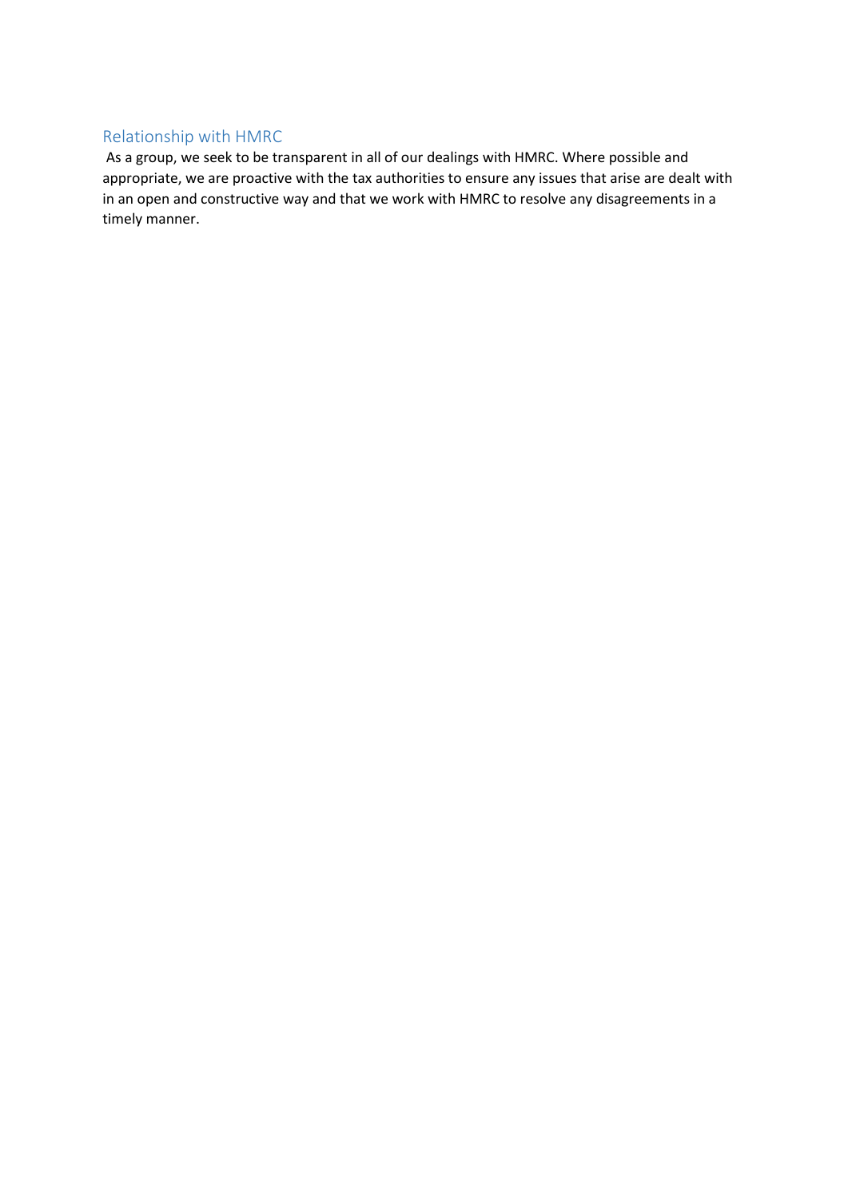## Relationship with HMRC

As a group, we seek to be transparent in all of our dealings with HMRC. Where possible and appropriate, we are proactive with the tax authorities to ensure any issues that arise are dealt with in an open and constructive way and that we work with HMRC to resolve any disagreements in a timely manner.